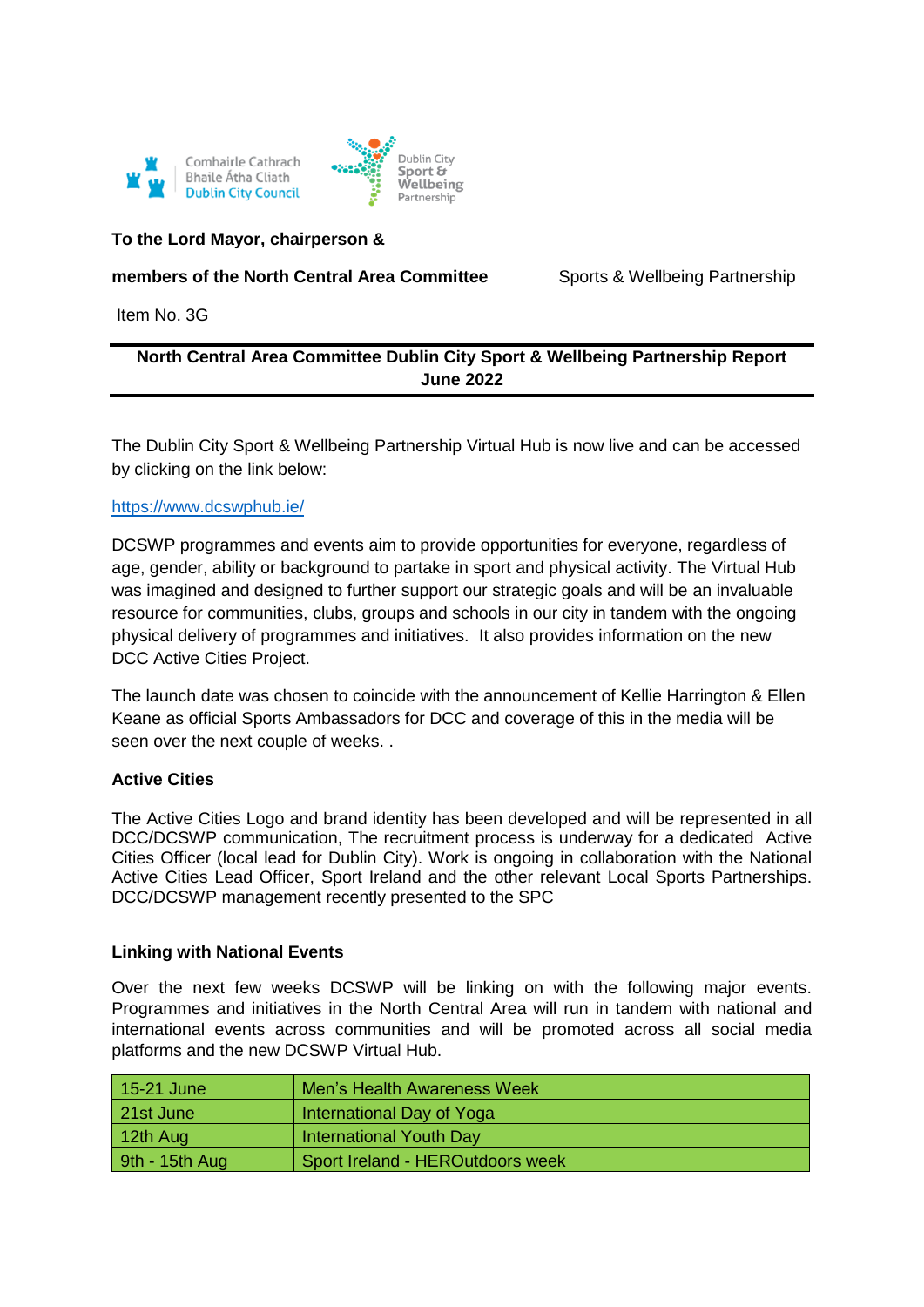Comhairle Cathrach Bhaile Átha Cliath
Dublin City Council

Dublin City Sport & Wellbeing Partnership

**To the Lord Mayor, chairperson &**

**members of the North Central Area Committee** Sports & Wellbeing Partnership

Item No. 3G

## North Central Area Committee Dublin City Sport & Wellbeing Partnership Report June 2022

The Dublin City Sport & Wellbeing Partnership Virtual Hub is now live and can be accessed by clicking on the link below:

https://www.dcswphub.ie/

DCSWP programmes and events aim to provide opportunities for everyone, regardless of age, gender, ability or background to partake in sport and physical activity. The Virtual Hub was imagined and designed to further support our strategic goals and will be an invaluable resource for communities, clubs, groups and schools in our city in tandem with the ongoing physical delivery of programmes and initiatives. It also provides information on the new DCC Active Cities Project.

The launch date was chosen to coincide with the announcement of Kellie Harrington & Ellen Keane as official Sports Ambassadors for DCC and coverage of this in the media will be seen over the next couple of weeks. .

### Active Cities

The Active Cities Logo and brand identity has been developed and will be represented in all DCC/DCSWP communication, The recruitment process is underway for a dedicated Active Cities Officer (local lead for Dublin City). Work is ongoing in collaboration with the National Active Cities Lead Officer, Sport Ireland and the other relevant Local Sports Partnerships. DCC/DCSWP management recently presented to the SPC

### Linking with National Events

Over the next few weeks DCSWP will be linking on with the following major events. Programmes and initiatives in the North Central Area will run in tandem with national and international events across communities and will be promoted across all social media platforms and the new DCSWP Virtual Hub.

| | |
|---|---|
| 15-21 June | Men's Health Awareness Week |
| 21st June | International Day of Yoga |
| 12th Aug | International Youth Day |
| 9th - 15th Aug | Sport Ireland - HEROutdoors week |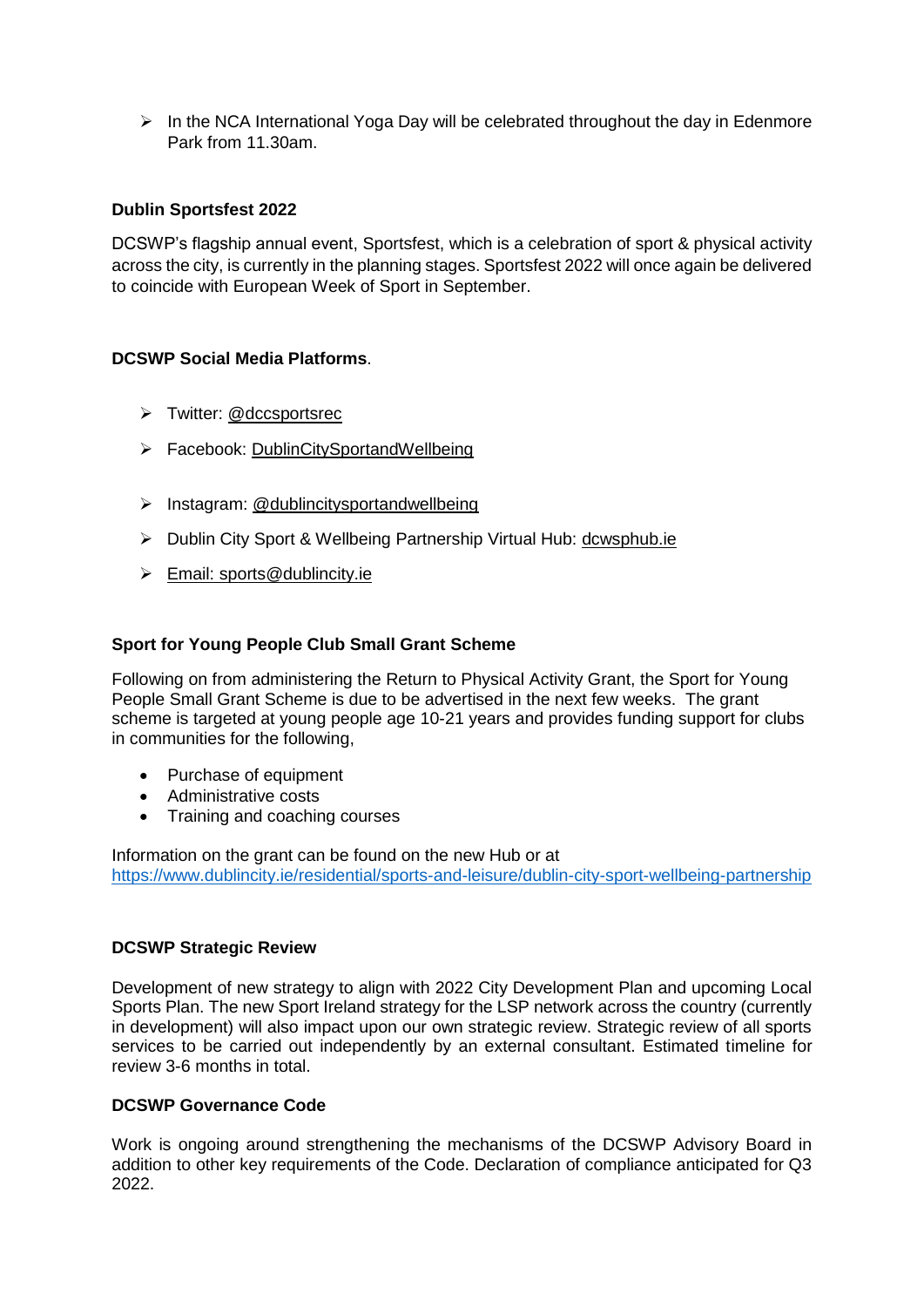- In the NCA International Yoga Day will be celebrated throughout the day in Edenmore Park from 11.30am.

**Dublin Sportsfest 2022**

DCSWP's flagship annual event, Sportsfest, which is a celebration of sport & physical activity across the city, is currently in the planning stages. Sportsfest 2022 will once again be delivered to coincide with European Week of Sport in September.

**DCSWP Social Media Platforms**.

- Twitter: @dccsportsrec
- Facebook: DublinCitySportandWellbeing
- Instagram: @dublincitysportandwellbeing
- Dublin City Sport & Wellbeing Partnership Virtual Hub: dcwsphub.ie
- Email: sports@dublincity.ie

**Sport for Young People Club Small Grant Scheme**

Following on from administering the Return to Physical Activity Grant, the Sport for Young People Small Grant Scheme is due to be advertised in the next few weeks. The grant scheme is targeted at young people age 10-21 years and provides funding support for clubs in communities for the following,

- Purchase of equipment
- Administrative costs
- Training and coaching courses

Information on the grant can be found on the new Hub or at https://www.dublincity.ie/residential/sports-and-leisure/dublin-city-sport-wellbeing-partnership

**DCSWP Strategic Review**

Development of new strategy to align with 2022 City Development Plan and upcoming Local Sports Plan. The new Sport Ireland strategy for the LSP network across the country (currently in development) will also impact upon our own strategic review. Strategic review of all sports services to be carried out independently by an external consultant. Estimated timeline for review 3-6 months in total.

**DCSWP Governance Code**

Work is ongoing around strengthening the mechanisms of the DCSWP Advisory Board in addition to other key requirements of the Code. Declaration of compliance anticipated for Q3 2022.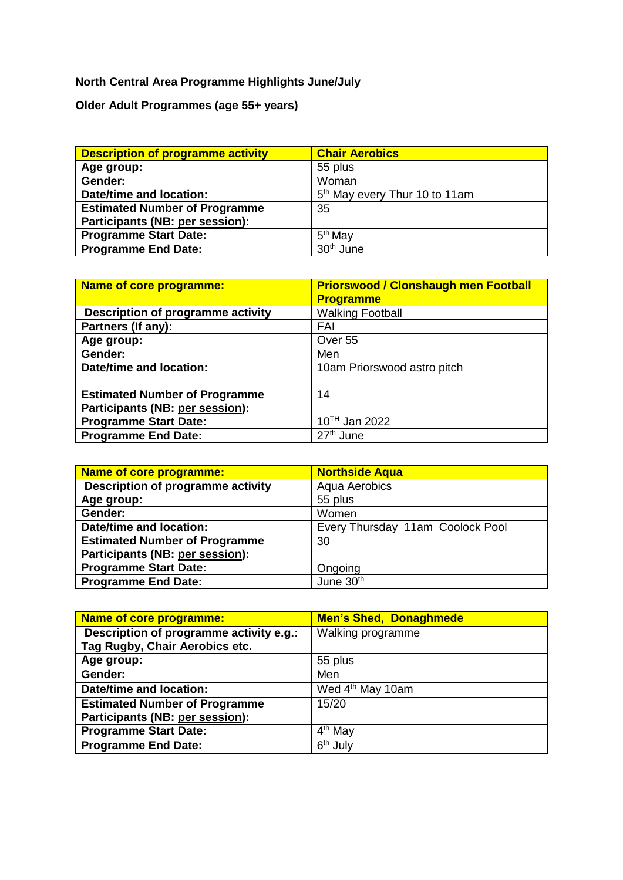**North Central Area Programme Highlights June/July**

**Older Adult Programmes (age 55+ years)**

| **Description of programme activity** | **Chair Aerobics** |
|---|---|
| **Age group:** | 55 plus |
| **Gender:** | Woman |
| **Date/time and location:** | 5th May every Thur 10 to 11am |
| **Estimated Number of Programme Participants (NB: per session):** | 35 |
| **Programme Start Date:** | 5th May |
| **Programme End Date:** | 30th June |

| **Name of core programme:** | **Priorswood / Clonshaugh men Football Programme** |
|---|---|
| **Description of programme activity** | Walking Football |
| **Partners (If any):** | FAI |
| **Age group:** | Over 55 |
| **Gender:** | Men |
| **Date/time and location:** | 10am Priorswood astro pitch |
| **Estimated Number of Programme Participants (NB: per session):** | 14 |
| **Programme Start Date:** | 10TH Jan 2022 |
| **Programme End Date:** | 27th June |

| **Name of core programme:** | **Northside Aqua** |
|---|---|
| **Description of programme activity** | Aqua Aerobics |
| **Age group:** | 55 plus |
| **Gender:** | Women |
| **Date/time and location:** | Every Thursday 11am Coolock Pool |
| **Estimated Number of Programme Participants (NB: per session):** | 30 |
| **Programme Start Date:** | Ongoing |
| **Programme End Date:** | June 30th |

| **Name of core programme:** | **Men's Shed, Donaghmede** |
|---|---|
| **Description of programme activity e.g.: Tag Rugby, Chair Aerobics etc.** | Walking programme |
| **Age group:** | 55 plus |
| **Gender:** | Men |
| **Date/time and location:** | Wed 4th May 10am |
| **Estimated Number of Programme Participants (NB: per session):** | 15/20 |
| **Programme Start Date:** | 4th May |
| **Programme End Date:** | 6th July |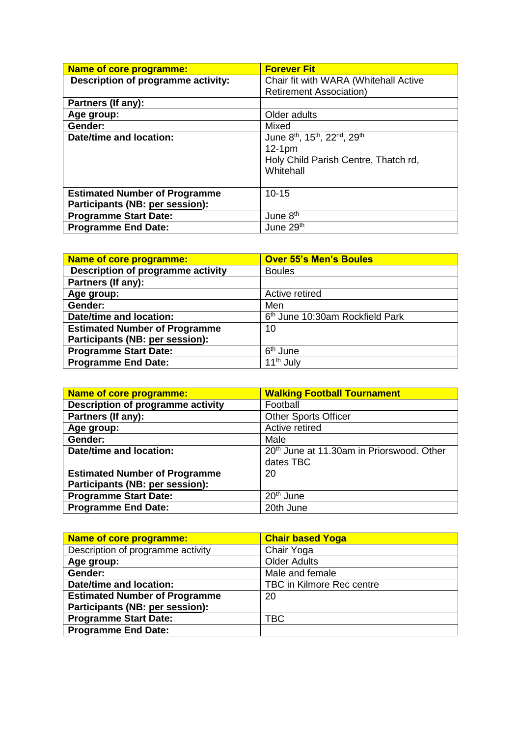| **Name of core programme:** | **Forever Fit** |
|---|---|
| **Description of programme activity:** | Chair fit with WARA (Whitehall Active Retirement Association) |
| **Partners (If any):** | |
| **Age group:** | Older adults |
| **Gender:** | Mixed |
| **Date/time and location:** | June 8th, 15th, 22nd, 29th<br>12-1pm<br>Holy Child Parish Centre, Thatch rd, Whitehall |
| **Estimated Number of Programme Participants (NB: per session):** | 10-15 |
| **Programme Start Date:** | June 8th |
| **Programme End Date:** | June 29th |

| **Name of core programme:** | **Over 55's Men's Boules** |
|---|---|
| **Description of programme activity** | Boules |
| **Partners (If any):** | |
| **Age group:** | Active retired |
| **Gender:** | Men |
| **Date/time and location:** | 6th June 10:30am Rockfield Park |
| **Estimated Number of Programme Participants (NB: per session):** | 10 |
| **Programme Start Date:** | 6th June |
| **Programme End Date:** | 11th July |

| **Name of core programme:** | **Walking Football Tournament** |
|---|---|
| **Description of programme activity** | Football |
| **Partners (If any):** | Other Sports Officer |
| **Age group:** | Active retired |
| **Gender:** | Male |
| **Date/time and location:** | 20th June at 11.30am in Priorswood. Other dates TBC |
| **Estimated Number of Programme Participants (NB: per session):** | 20 |
| **Programme Start Date:** | 20th June |
| **Programme End Date:** | 20th June |

| **Name of core programme:** | **Chair based Yoga** |
|---|---|
| Description of programme activity | Chair Yoga |
| **Age group:** | Older Adults |
| **Gender:** | Male and female |
| **Date/time and location:** | TBC in Kilmore Rec centre |
| **Estimated Number of Programme Participants (NB: per session):** | 20 |
| **Programme Start Date:** | TBC |
| **Programme End Date:** | |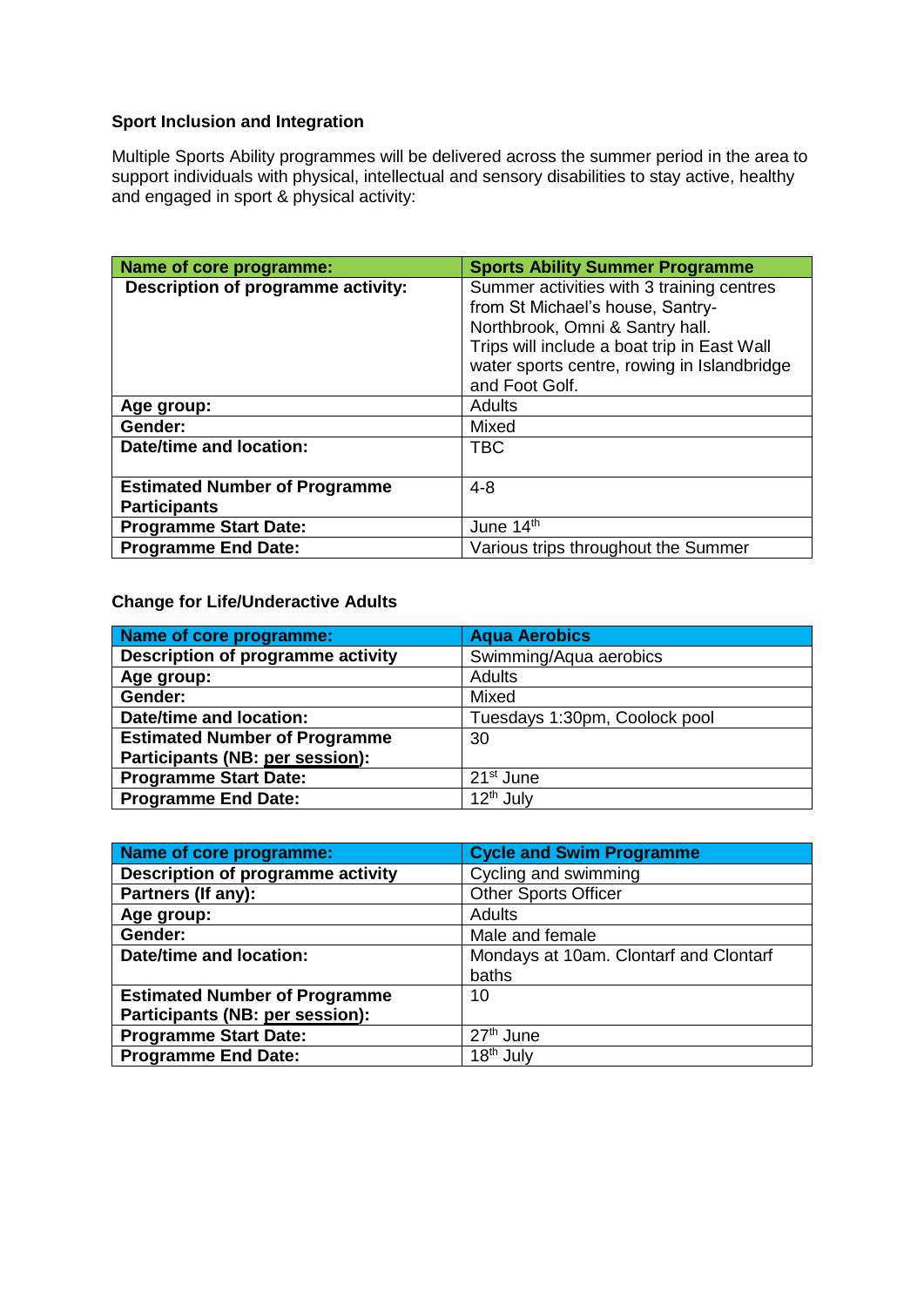**Sport Inclusion and Integration**

Multiple Sports Ability programmes will be delivered across the summer period in the area to support individuals with physical, intellectual and sensory disabilities to stay active, healthy and engaged in sport & physical activity:

| Name of core programme: | Sports Ability Summer Programme |
|---|---|
| Description of programme activity: | Summer activities with 3 training centres from St Michael's house, Santry-Northbrook, Omni & Santry hall. Trips will include a boat trip in East Wall water sports centre, rowing in Islandbridge and Foot Golf. |
| Age group: | Adults |
| Gender: | Mixed |
| Date/time and location: | TBC |
| Estimated Number of Programme Participants | 4-8 |
| Programme Start Date: | June 14th |
| Programme End Date: | Various trips throughout the Summer |

**Change for Life/Underactive Adults**

| Name of core programme: | Aqua Aerobics |
|---|---|
| Description of programme activity | Swimming/Aqua aerobics |
| Age group: | Adults |
| Gender: | Mixed |
| Date/time and location: | Tuesdays 1:30pm, Coolock pool |
| Estimated Number of Programme Participants (NB: per session): | 30 |
| Programme Start Date: | 21st June |
| Programme End Date: | 12th July |

| Name of core programme: | Cycle and Swim Programme |
|---|---|
| Description of programme activity | Cycling and swimming |
| Partners (If any): | Other Sports Officer |
| Age group: | Adults |
| Gender: | Male and female |
| Date/time and location: | Mondays at 10am. Clontarf and Clontarf baths |
| Estimated Number of Programme Participants (NB: per session): | 10 |
| Programme Start Date: | 27th June |
| Programme End Date: | 18th July |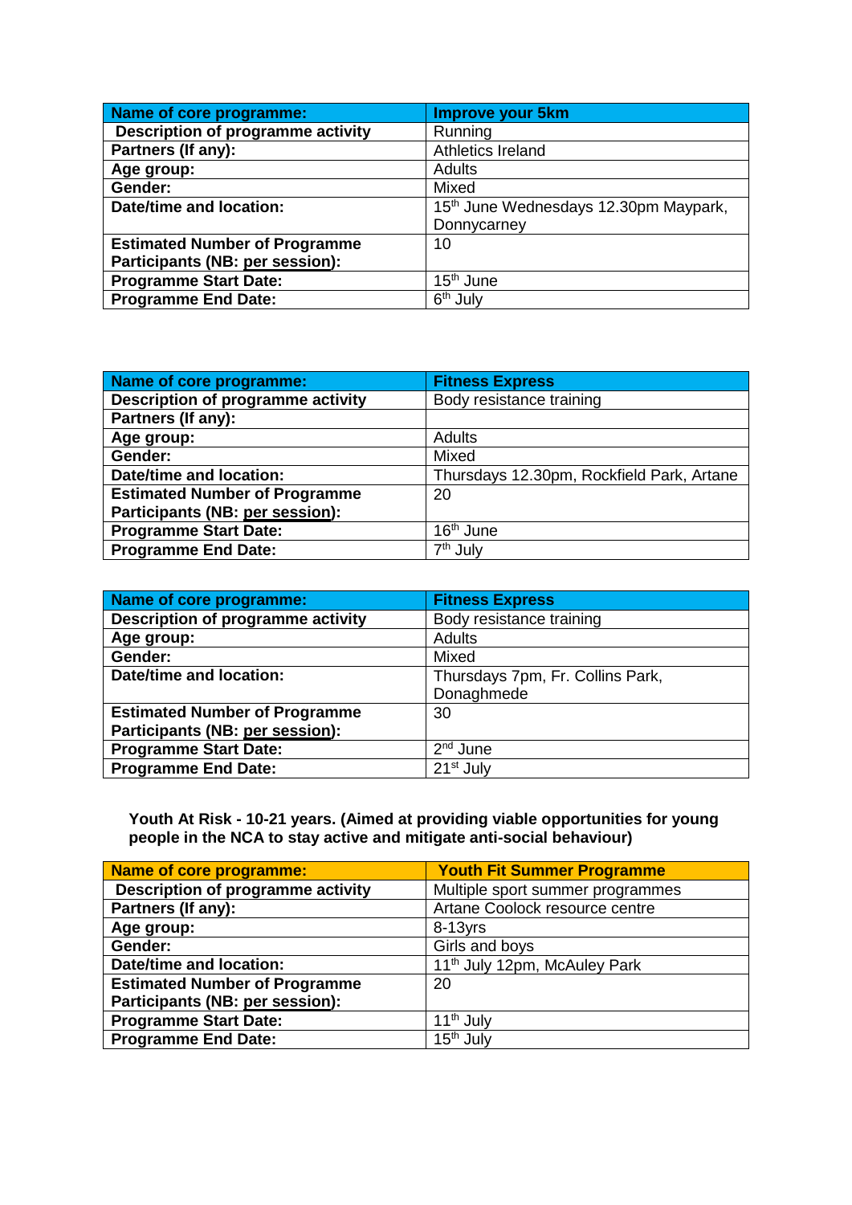| Name of core programme: | Improve your 5km |
|---|---|
| Description of programme activity | Running |
| Partners (If any): | Athletics Ireland |
| Age group: | Adults |
| Gender: | Mixed |
| Date/time and location: | 15th June Wednesdays 12.30pm Maypark, Donnycarney |
| Estimated Number of Programme Participants (NB: per session): | 10 |
| Programme Start Date: | 15th June |
| Programme End Date: | 6th July |

| Name of core programme: | Fitness Express |
|---|---|
| Description of programme activity | Body resistance training |
| Partners (If any): | |
| Age group: | Adults |
| Gender: | Mixed |
| Date/time and location: | Thursdays 12.30pm, Rockfield Park, Artane |
| Estimated Number of Programme Participants (NB: per session): | 20 |
| Programme Start Date: | 16th June |
| Programme End Date: | 7th July |

| Name of core programme: | Fitness Express |
|---|---|
| Description of programme activity | Body resistance training |
| Age group: | Adults |
| Gender: | Mixed |
| Date/time and location: | Thursdays 7pm, Fr. Collins Park, Donaghmede |
| Estimated Number of Programme Participants (NB: per session): | 30 |
| Programme Start Date: | 2nd June |
| Programme End Date: | 21st July |

**Youth At Risk - 10-21 years. (Aimed at providing viable opportunities for young people in the NCA to stay active and mitigate anti-social behaviour)**

| Name of core programme: | Youth Fit Summer Programme |
|---|---|
| Description of programme activity | Multiple sport summer programmes |
| Partners (If any): | Artane Coolock resource centre |
| Age group: | 8-13yrs |
| Gender: | Girls and boys |
| Date/time and location: | 11th July 12pm, McAuley Park |
| Estimated Number of Programme Participants (NB: per session): | 20 |
| Programme Start Date: | 11th July |
| Programme End Date: | 15th July |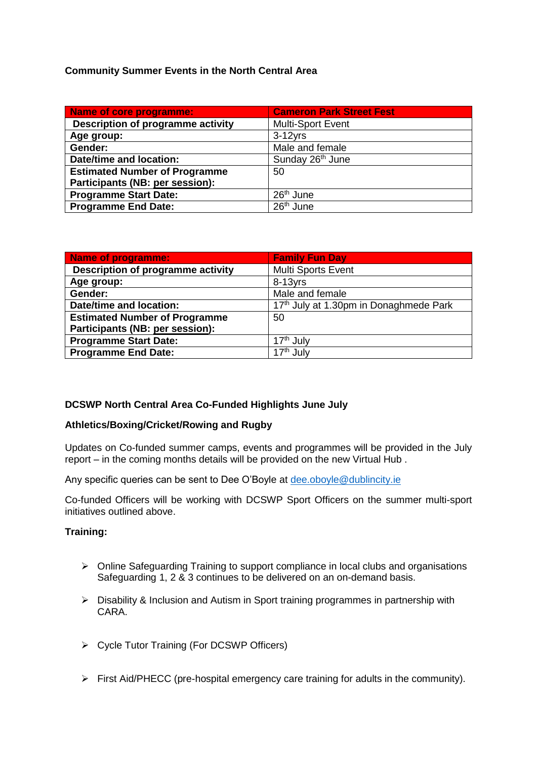**Community Summer Events in the North Central Area**

| Name of core programme: | Cameron Park Street Fest |
|---|---|
| Description of programme activity | Multi-Sport Event |
| Age group: | 3-12yrs |
| Gender: | Male and female |
| Date/time and location: | Sunday 26th June |
| Estimated Number of Programme Participants (NB: per session): | 50 |
| Programme Start Date: | 26th June |
| Programme End Date: | 26th June |

| Name of programme: | Family Fun Day |
|---|---|
| Description of programme activity | Multi Sports Event |
| Age group: | 8-13yrs |
| Gender: | Male and female |
| Date/time and location: | 17th July at 1.30pm in Donaghmede Park |
| Estimated Number of Programme Participants (NB: per session): | 50 |
| Programme Start Date: | 17th July |
| Programme End Date: | 17th July |

**DCSWP North Central Area Co-Funded Highlights June July**

**Athletics/Boxing/Cricket/Rowing and Rugby**

Updates on Co-funded summer camps, events and programmes will be provided in the July report – in the coming months details will be provided on the new Virtual Hub .

Any specific queries can be sent to Dee O'Boyle at dee.oboyle@dublincity.ie

Co-funded Officers will be working with DCSWP Sport Officers on the summer multi-sport initiatives outlined above.

**Training:**

- Online Safeguarding Training to support compliance in local clubs and organisations Safeguarding 1, 2 & 3 continues to be delivered on an on-demand basis.
- Disability & Inclusion and Autism in Sport training programmes in partnership with CARA.
- Cycle Tutor Training (For DCSWP Officers)
- First Aid/PHECC (pre-hospital emergency care training for adults in the community).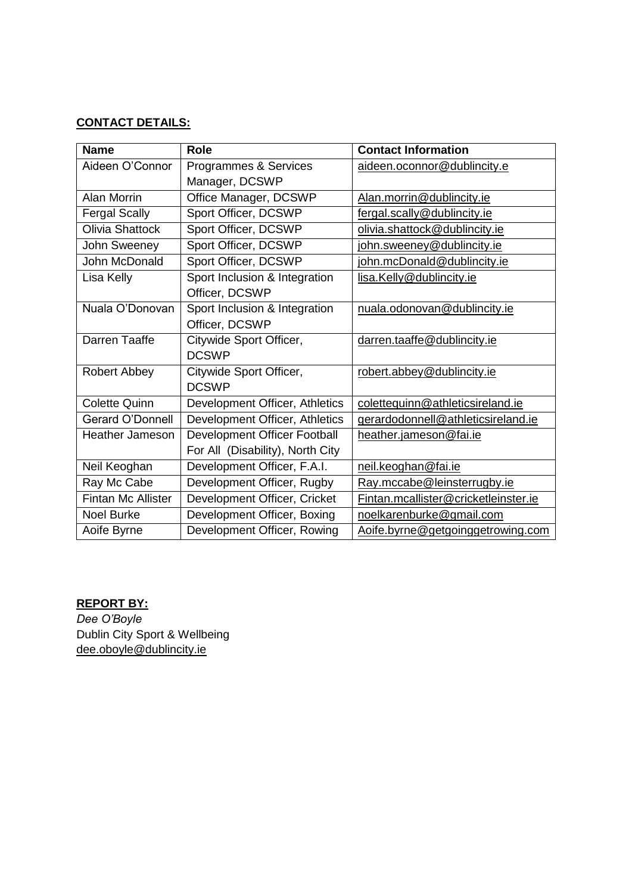**CONTACT DETAILS:**

| Name | Role | Contact Information |
|---|---|---|
| Aideen O'Connor | Programmes & Services Manager, DCSWP | aideen.oconnor@dublincity.e |
| Alan Morrin | Office Manager, DCSWP | Alan.morrin@dublincity.ie |
| Fergal Scally | Sport Officer, DCSWP | fergal.scally@dublincity.ie |
| Olivia Shattock | Sport Officer, DCSWP | olivia.shattock@dublincity.ie |
| John Sweeney | Sport Officer, DCSWP | john.sweeney@dublincity.ie |
| John McDonald | Sport Officer, DCSWP | john.mcDonald@dublincity.ie |
| Lisa Kelly | Sport Inclusion & Integration Officer, DCSWP | lisa.Kelly@dublincity.ie |
| Nuala O'Donovan | Sport Inclusion & Integration Officer, DCSWP | nuala.odonovan@dublincity.ie |
| Darren Taaffe | Citywide Sport Officer, DCSWP | darren.taaffe@dublincity.ie |
| Robert Abbey | Citywide Sport Officer, DCSWP | robert.abbey@dublincity.ie |
| Colette Quinn | Development Officer, Athletics | colettequinn@athleticsireland.ie |
| Gerard O'Donnell | Development Officer, Athletics | gerardodonnell@athleticsireland.ie |
| Heather Jameson | Development Officer Football For All (Disability), North City | heather.jameson@fai.ie |
| Neil Keoghan | Development Officer, F.A.I. | neil.keoghan@fai.ie |
| Ray Mc Cabe | Development Officer, Rugby | Ray.mccabe@leinsterrugby.ie |
| Fintan Mc Allister | Development Officer, Cricket | Fintan.mcallister@cricketleinster.ie |
| Noel Burke | Development Officer, Boxing | noelkarenburke@gmail.com |
| Aoife Byrne | Development Officer, Rowing | Aoife.byrne@getgoinggetrowing.com |

**REPORT BY:**
*Dee O'Boyle*
Dublin City Sport & Wellbeing
dee.oboyle@dublincity.ie